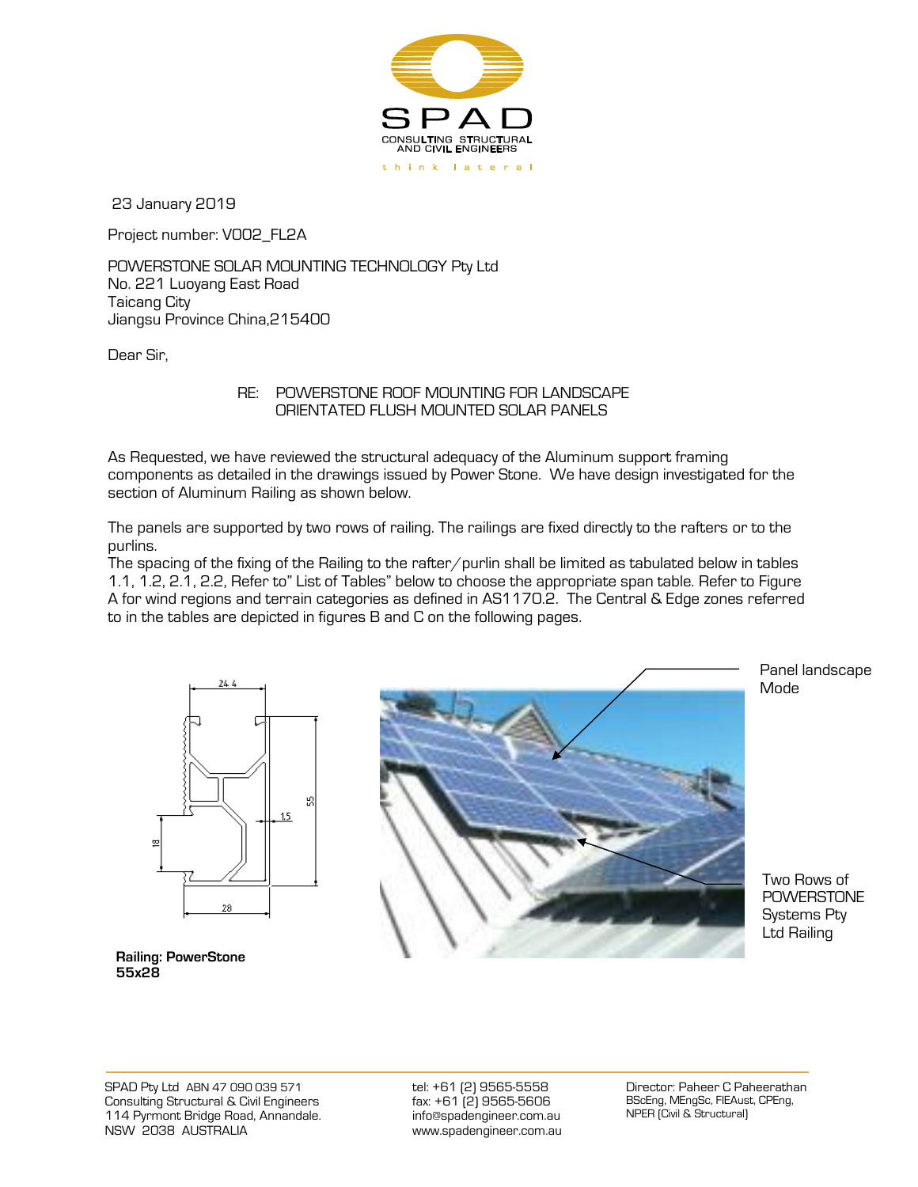23 January 2019

Project number: V002_FL2A

POWERSTONE SOLAR MOUNTING TECHNOLOGY Pty Ltd
No. 221 Luoyang East Road
Taicang City
Jiangsu Province China,215400

Dear Sir,

RE: POWERSTONE ROOF MOUNTING FOR LANDSCAPE ORIENTATED FLUSH MOUNTED SOLAR PANELS

As Requested, we have reviewed the structural adequacy of the Aluminum support framing components as detailed in the drawings issued by Power Stone. We have design investigated for the section of Aluminum Railing as shown below.

The panels are supported by two rows of railing. The railings are fixed directly to the rafters or to the purlins.
The spacing of the fixing of the Railing to the rafter/purlin shall be limited as tabulated below in tables 1.1, 1.2, 2.1, 2.2, Refer to" List of Tables" below to choose the appropriate span table. Refer to Figure A for wind regions and terrain categories as defined in AS1170.2. The Central & Edge zones referred to in the tables are depicted in figures B and C on the following pages.

**Railing: PowerStone 55x28**

Panel landscape Mode

Two Rows of POWERSTONE Systems Pty Ltd Railing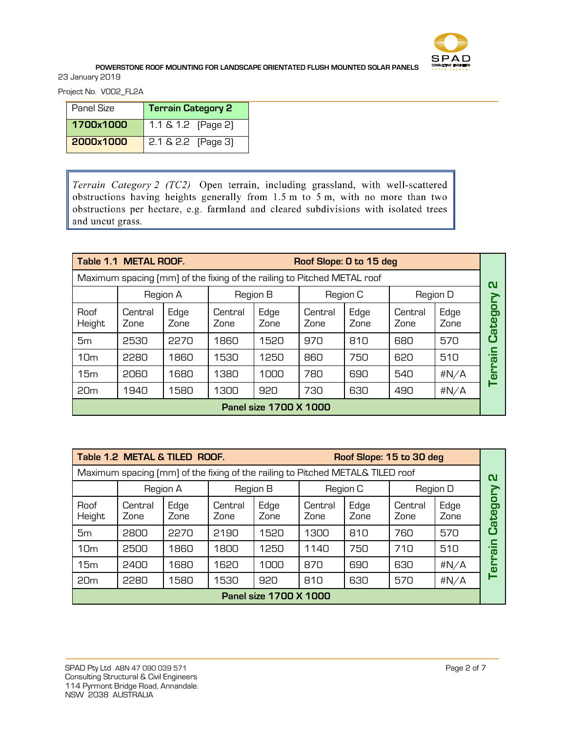**POWERSTONE ROOF MOUNTING FOR LANDSCAPE ORIENTATED FLUSH MOUNTED SOLAR PANELS**

23 January 2019

Project No. V002_FL2A

| Panel Size | **Terrain Category 2** |
|---|---|
| **1700x1000** | 1.1 & 1.2 (Page 2) |
| **2000x1000** | 2.1 & 2.2 (Page 3) |

*Terrain Category 2 (TC2)* Open terrain, including grassland, with well-scattered obstructions having heights generally from 1.5 m to 5 m, with no more than two obstructions per hectare, e.g. farmland and cleared subdivisions with isolated trees and uncut grass.

**Table 1.1 METAL ROOF. Roof Slope: 0 to 15 deg** — Terrain Category 2

Maximum spacing (mm) of the fixing of the railing to Pitched METAL roof

| | Region A | | Region B | | Region C | | Region D | |
|---|---|---|---|---|---|---|---|---|
| Roof Height | Central Zone | Edge Zone | Central Zone | Edge Zone | Central Zone | Edge Zone | Central Zone | Edge Zone |
| 5m | 2530 | 2270 | 1860 | 1520 | 970 | 810 | 680 | 570 |
| 10m | 2280 | 1860 | 1530 | 1250 | 860 | 750 | 620 | 510 |
| 15m | 2060 | 1680 | 1380 | 1000 | 780 | 690 | 540 | #N/A |
| 20m | 1940 | 1580 | 1300 | 920 | 730 | 630 | 490 | #N/A |

**Panel size 1700 X 1000**

**Table 1.2 METAL & TILED ROOF. Roof Slope: 15 to 30 deg** — Terrain Category 2

Maximum spacing (mm) of the fixing of the railing to Pitched METAL& TILED roof

| | Region A | | Region B | | Region C | | Region D | |
|---|---|---|---|---|---|---|---|---|
| Roof Height | Central Zone | Edge Zone | Central Zone | Edge Zone | Central Zone | Edge Zone | Central Zone | Edge Zone |
| 5m | 2800 | 2270 | 2190 | 1520 | 1300 | 810 | 760 | 570 |
| 10m | 2500 | 1860 | 1800 | 1250 | 1140 | 750 | 710 | 510 |
| 15m | 2400 | 1680 | 1620 | 1000 | 870 | 690 | 630 | #N/A |
| 20m | 2280 | 1580 | 1530 | 920 | 810 | 630 | 570 | #N/A |

**Panel size 1700 X 1000**

SPAD Pty Ltd ABN 47 090 039 571
Consulting Structural & Civil Engineers
114 Pyrmont Bridge Road, Annandale.
NSW 2038 AUSTRALIA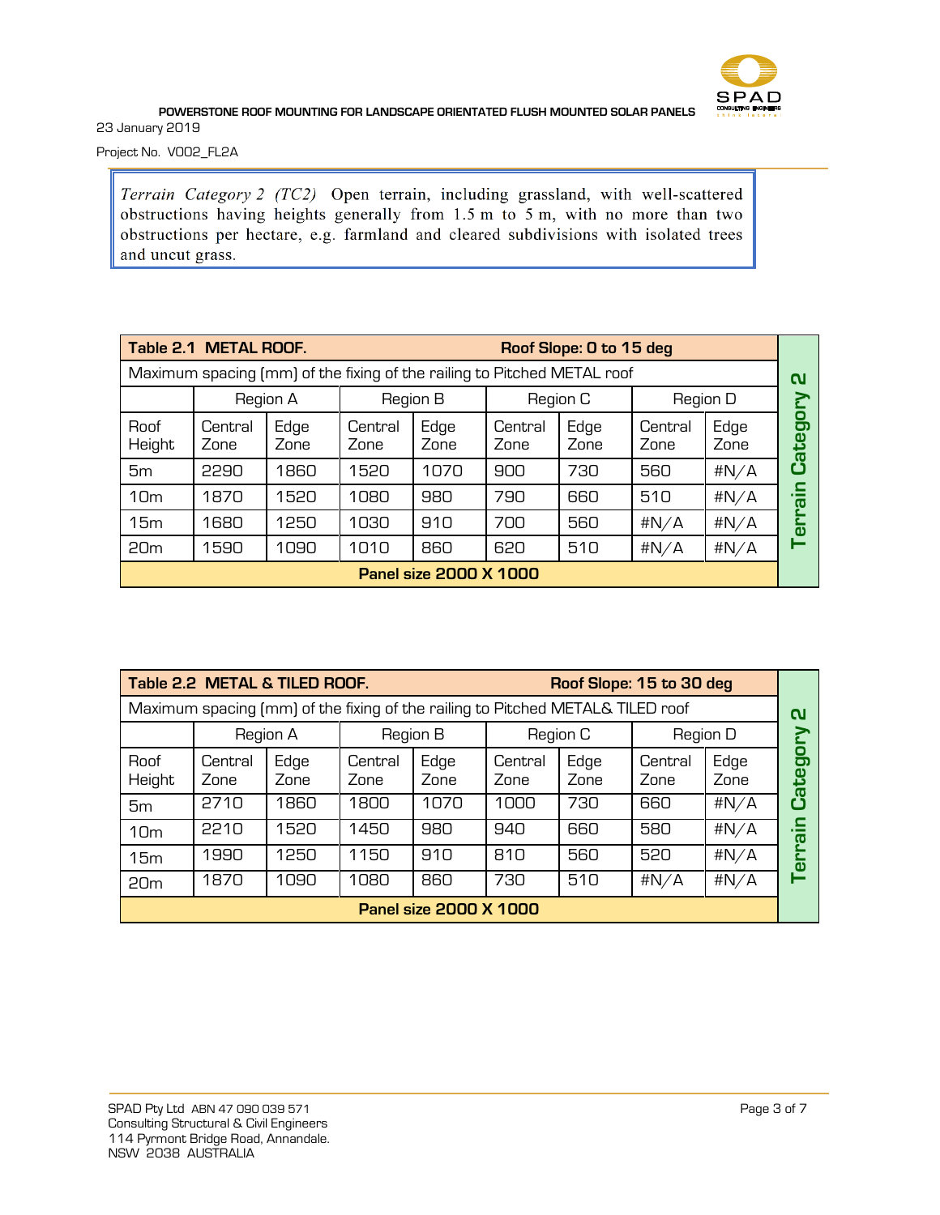*Terrain Category 2 (TC2)* Open terrain, including grassland, with well-scattered obstructions having heights generally from 1.5 m to 5 m, with no more than two obstructions per hectare, e.g. farmland and cleared subdivisions with isolated trees and uncut grass.

| **Table 2.1 METAL ROOF.** | | | | | **Roof Slope: 0 to 15 deg** | | | | **Terrain Category 2** |
|---|---|---|---|---|---|---|---|---|---|
| Maximum spacing (mm) of the fixing of the railing to Pitched METAL roof | | | | | | | | | |
| | Region A | | Region B | | Region C | | Region D | | |
| Roof Height | Central Zone | Edge Zone | Central Zone | Edge Zone | Central Zone | Edge Zone | Central Zone | Edge Zone | |
| 5m | 2290 | 1860 | 1520 | 1070 | 900 | 730 | 560 | #N/A | |
| 10m | 1870 | 1520 | 1080 | 980 | 790 | 660 | 510 | #N/A | |
| 15m | 1680 | 1250 | 1030 | 910 | 700 | 560 | #N/A | #N/A | |
| 20m | 1590 | 1090 | 1010 | 860 | 620 | 510 | #N/A | #N/A | |
| **Panel size 2000 X 1000** | | | | | | | | | |

| **Table 2.2 METAL & TILED ROOF.** | | | | | **Roof Slope: 15 to 30 deg** | | | | **Terrain Category 2** |
|---|---|---|---|---|---|---|---|---|---|
| Maximum spacing (mm) of the fixing of the railing to Pitched METAL& TILED roof | | | | | | | | | |
| | Region A | | Region B | | Region C | | Region D | | |
| Roof Height | Central Zone | Edge Zone | Central Zone | Edge Zone | Central Zone | Edge Zone | Central Zone | Edge Zone | |
| 5m | 2710 | 1860 | 1800 | 1070 | 1000 | 730 | 660 | #N/A | |
| 10m | 2210 | 1520 | 1450 | 980 | 940 | 660 | 580 | #N/A | |
| 15m | 1990 | 1250 | 1150 | 910 | 810 | 560 | 520 | #N/A | |
| 20m | 1870 | 1090 | 1080 | 860 | 730 | 510 | #N/A | #N/A | |
| **Panel size 2000 X 1000** | | | | | | | | | |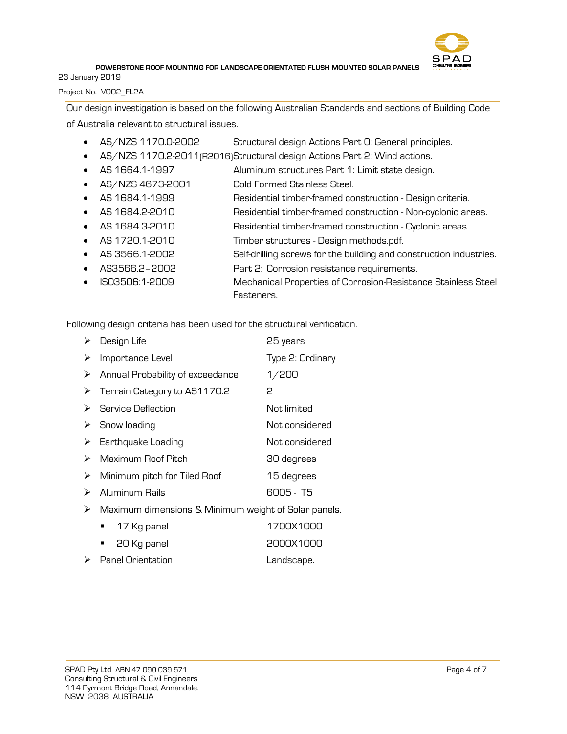Our design investigation is based on the following Australian Standards and sections of Building Code of Australia relevant to structural issues.

- AS/NZS 1170.0-2002 Structural design Actions Part 0: General principles.
- AS/NZS 1170.2-2011(R2016) Structural design Actions Part 2: Wind actions.
- AS 1664.1-1997 Aluminum structures Part 1: Limit state design.
- AS/NZS 4673-2001 Cold Formed Stainless Steel.
- AS 1684.1-1999 Residential timber-framed construction - Design criteria.
- AS 1684.2-2010 Residential timber-framed construction - Non-cyclonic areas.
- AS 1684.3-2010 Residential timber-framed construction - Cyclonic areas.
- AS 1720.1-2010 Timber structures - Design methods.pdf.
- AS 3566.1-2002 Self-drilling screws for the building and construction industries.
- AS3566.2–2002 Part 2: Corrosion resistance requirements.
- ISO3506:1-2009 Mechanical Properties of Corrosion-Resistance Stainless Steel Fasteners.

Following design criteria has been used for the structural verification.

- Design Life: 25 years
- Importance Level: Type 2: Ordinary
- Annual Probability of exceedance: 1/200
- Terrain Category to AS1170.2: 2
- Service Deflection: Not limited
- Snow loading: Not considered
- Earthquake Loading: Not considered
- Maximum Roof Pitch: 30 degrees
- Minimum pitch for Tiled Roof: 15 degrees
- Aluminum Rails: 6005 - T5
- Maximum dimensions & Minimum weight of Solar panels.
  - 17 Kg panel: 1700X1000
  - 20 Kg panel: 2000X1000
- Panel Orientation: Landscape.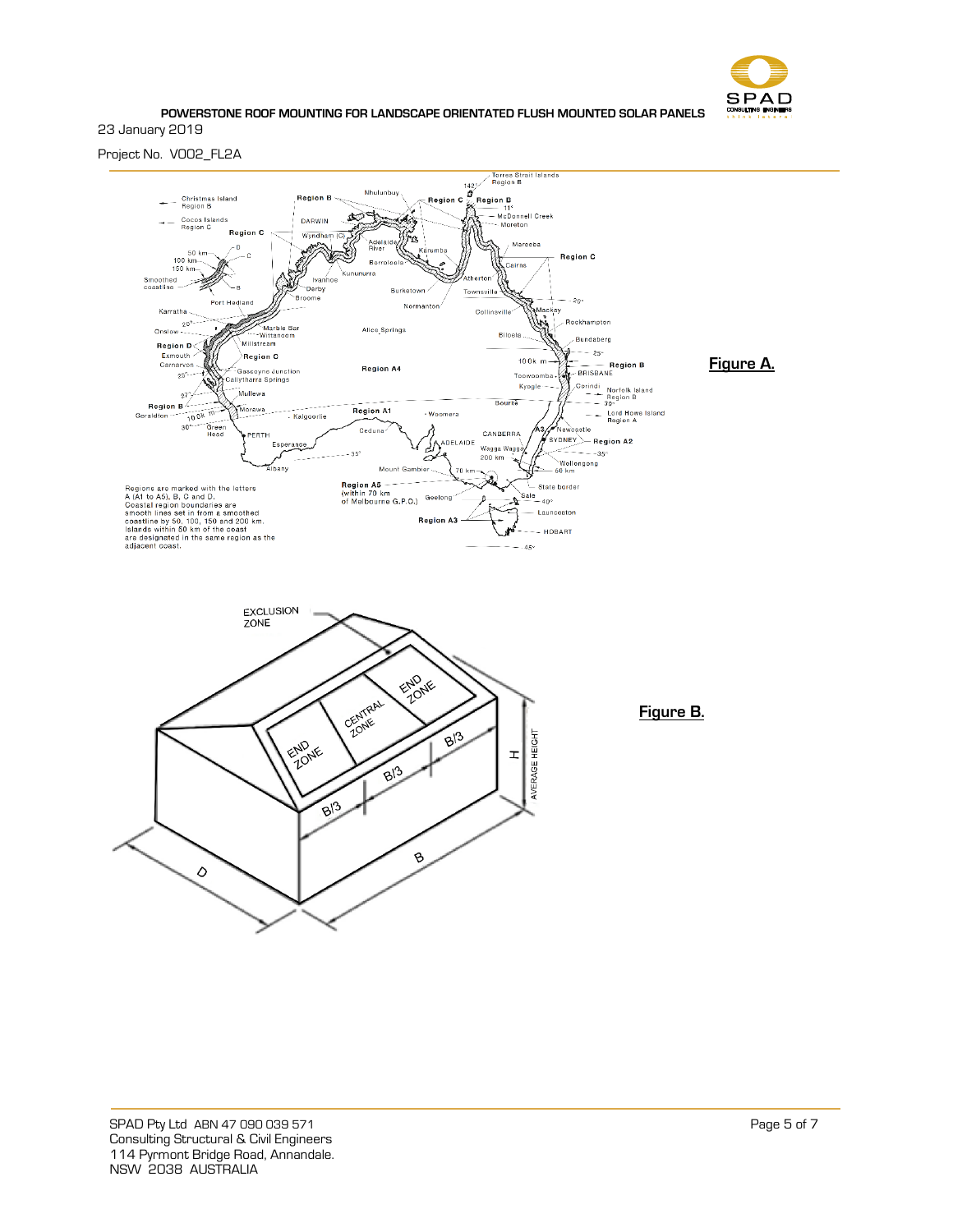23 January 2019

Project No. V002_FL2A

Regions are marked with the letters A (A1 to A5), B, C and D. Coastal region boundaries are smooth lines set in from a smoothed coastline by 50, 100, 150 and 200 km. Islands within 50 km of the coast are designated in the same region as the adjacent coast.

**Figure A.**

**Figure B.**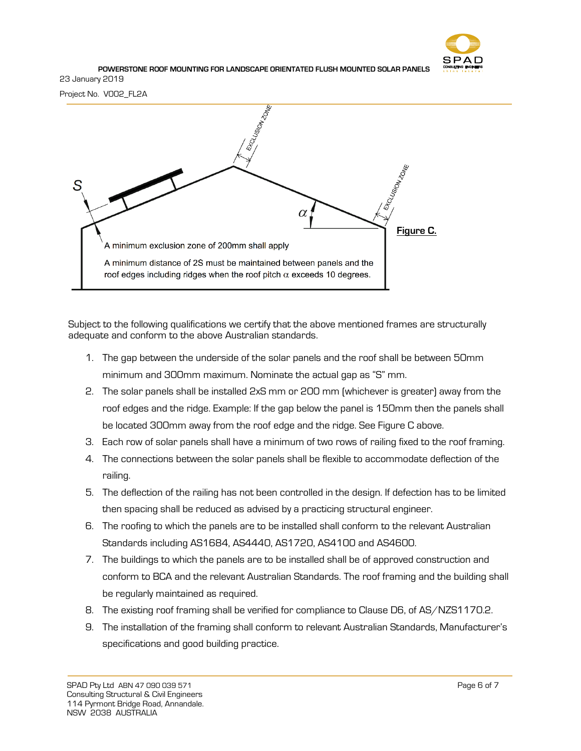Figure C.

A minimum exclusion zone of 200mm shall apply

A minimum distance of 2S must be maintained between panels and the roof edges including ridges when the roof pitch $\alpha$ exceeds 10 degrees.

Subject to the following qualifications we certify that the above mentioned frames are structurally adequate and conform to the above Australian standards.

1. The gap between the underside of the solar panels and the roof shall be between 50mm minimum and 300mm maximum. Nominate the actual gap as "S" mm.
2. The solar panels shall be installed 2xS mm or 200 mm (whichever is greater) away from the roof edges and the ridge. Example: If the gap below the panel is 150mm then the panels shall be located 300mm away from the roof edge and the ridge. See Figure C above.
3. Each row of solar panels shall have a minimum of two rows of railing fixed to the roof framing.
4. The connections between the solar panels shall be flexible to accommodate deflection of the railing.
5. The deflection of the railing has not been controlled in the design. If defection has to be limited then spacing shall be reduced as advised by a practicing structural engineer.
6. The roofing to which the panels are to be installed shall conform to the relevant Australian Standards including AS1684, AS4440, AS1720, AS4100 and AS4600.
7. The buildings to which the panels are to be installed shall be of approved construction and conform to BCA and the relevant Australian Standards. The roof framing and the building shall be regularly maintained as required.
8. The existing roof framing shall be verified for compliance to Clause D6, of AS/NZS1170.2.
9. The installation of the framing shall conform to relevant Australian Standards, Manufacturer's specifications and good building practice.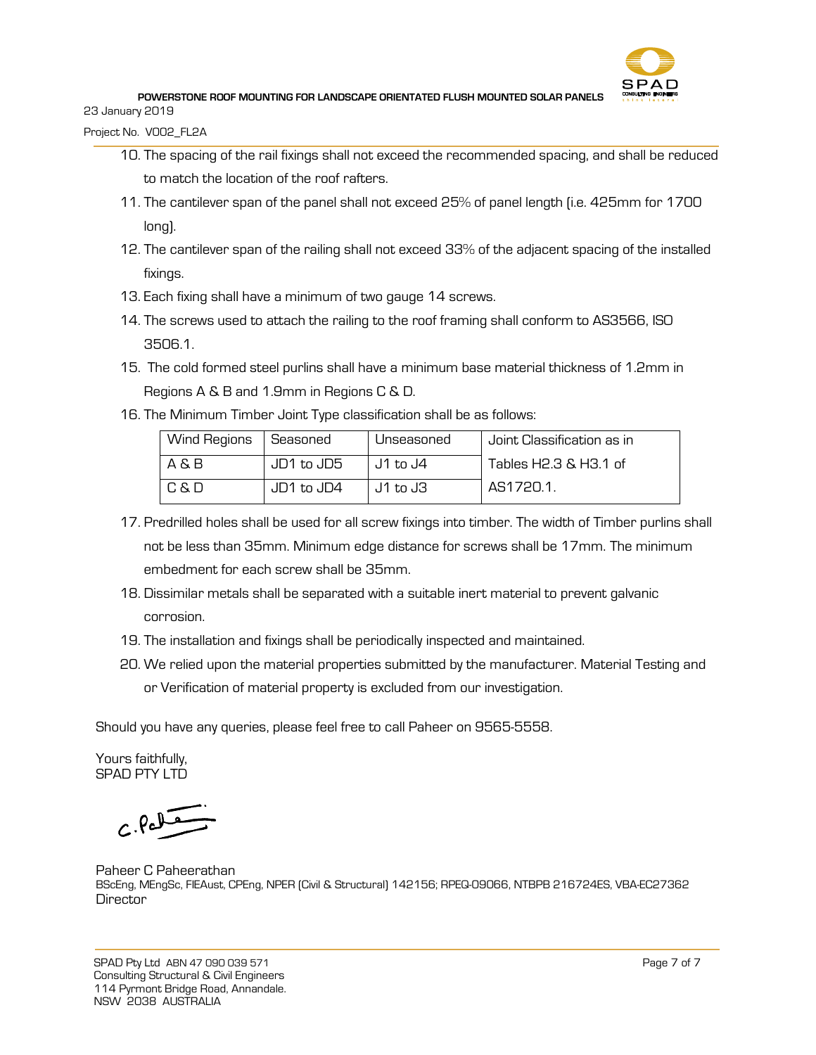10. The spacing of the rail fixings shall not exceed the recommended spacing, and shall be reduced to match the location of the roof rafters.
11. The cantilever span of the panel shall not exceed 25% of panel length (i.e. 425mm for 1700 long).
12. The cantilever span of the railing shall not exceed 33% of the adjacent spacing of the installed fixings.
13. Each fixing shall have a minimum of two gauge 14 screws.
14. The screws used to attach the railing to the roof framing shall conform to AS3566, ISO 3506.1.
15. The cold formed steel purlins shall have a minimum base material thickness of 1.2mm in Regions A & B and 1.9mm in Regions C & D.
16. The Minimum Timber Joint Type classification shall be as follows:

| Wind Regions | Seasoned | Unseasoned | Joint Classification as in |
|---|---|---|---|
| A & B | JD1 to JD5 | J1 to J4 | Tables H2.3 & H3.1 of |
| C & D | JD1 to JD4 | J1 to J3 | AS1720.1. |

17. Predrilled holes shall be used for all screw fixings into timber. The width of Timber purlins shall not be less than 35mm. Minimum edge distance for screws shall be 17mm. The minimum embedment for each screw shall be 35mm.
18. Dissimilar metals shall be separated with a suitable inert material to prevent galvanic corrosion.
19. The installation and fixings shall be periodically inspected and maintained.
20. We relied upon the material properties submitted by the manufacturer. Material Testing and or Verification of material property is excluded from our investigation.

Should you have any queries, please feel free to call Paheer on 9565-5558.

Yours faithfully,
SPAD PTY LTD

Paheer C Paheerathan
BScEng, MEngSc, FIEAust, CPEng, NPER (Civil & Structural) 142156; RPEQ-09066, NTBPB 216724ES, VBA-EC27362
Director